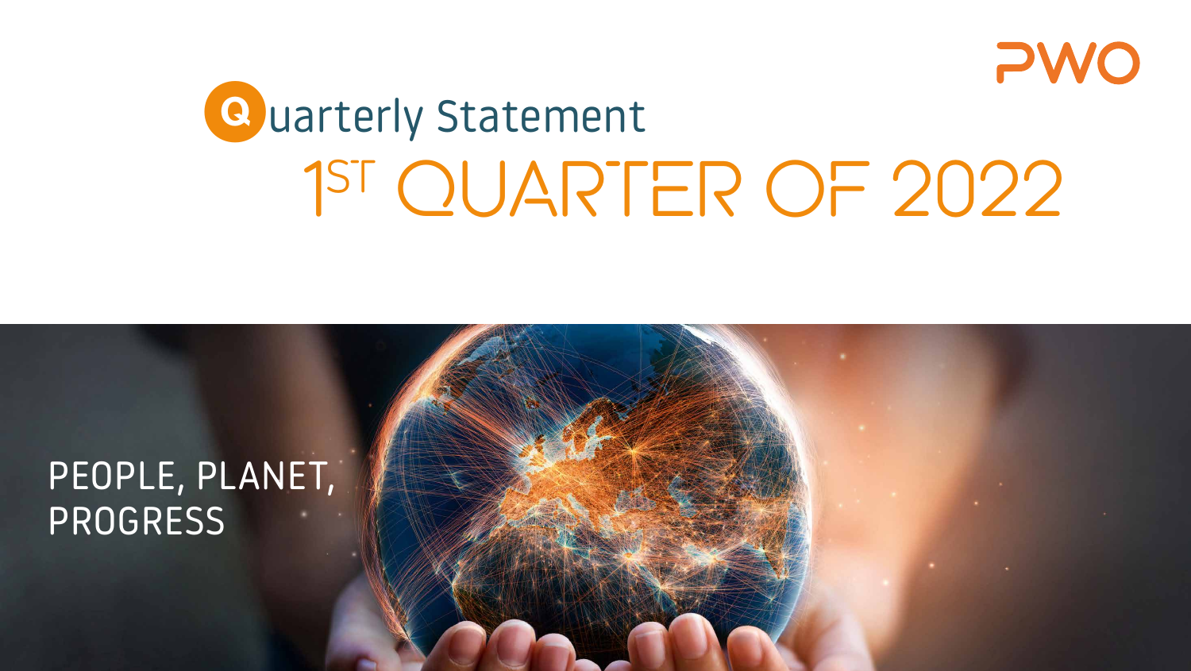PWO

# Quarterly Statement

# 1ST QUARTER OF 2022

PEOPLE, PLANET, PROGRESS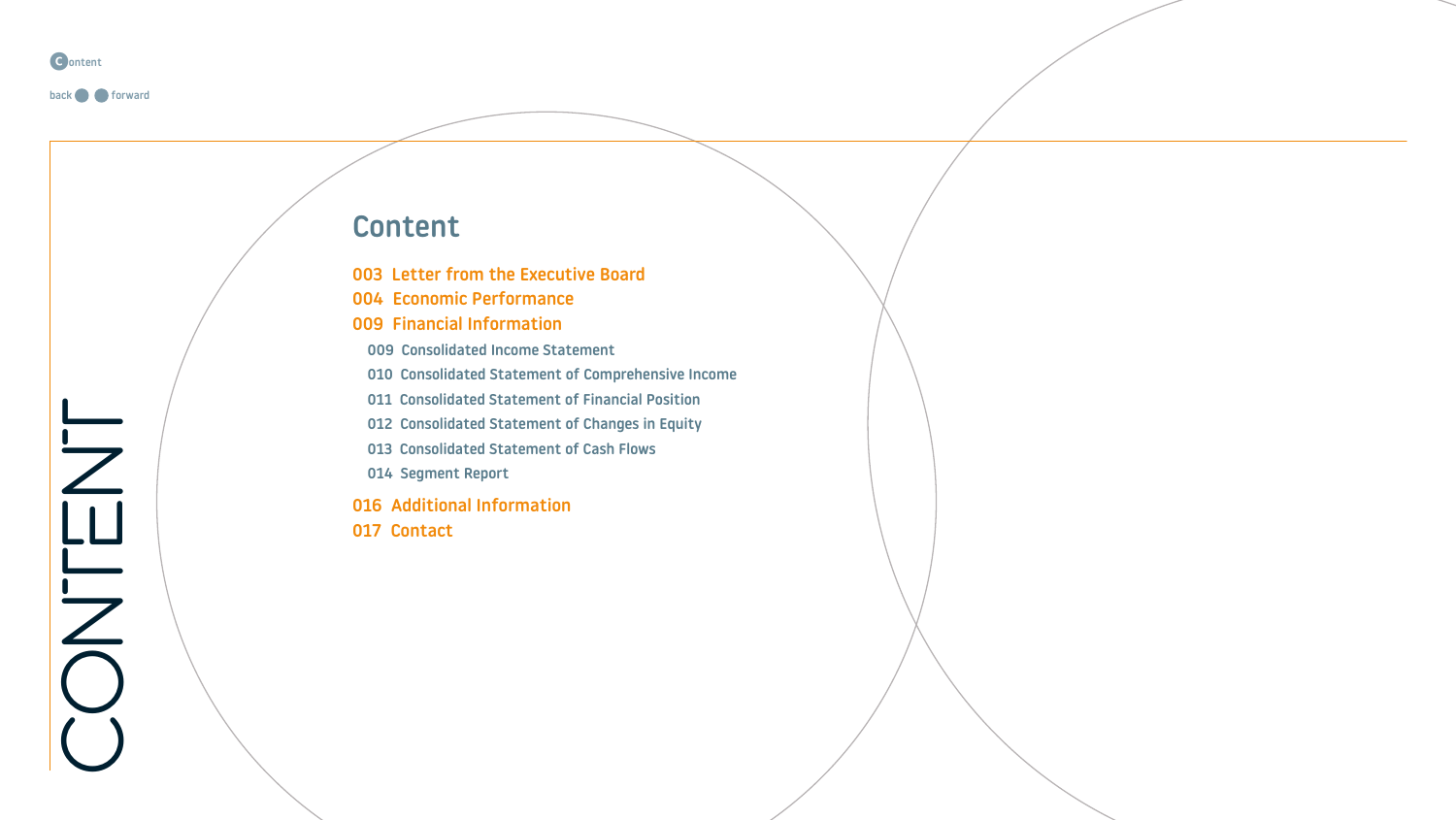# Content

- 003 Letter from the Executive Board
- 004 Economic Performance
- 009 Financial Information
  - 009 Consolidated Income Statement
  - 010 Consolidated Statement of Comprehensive Income
  - 011 Consolidated Statement of Financial Position
  - 012 Consolidated Statement of Changes in Equity
  - 013 Consolidated Statement of Cash Flows
  - 014 Segment Report
- 016 Additional Information
- 017 Contact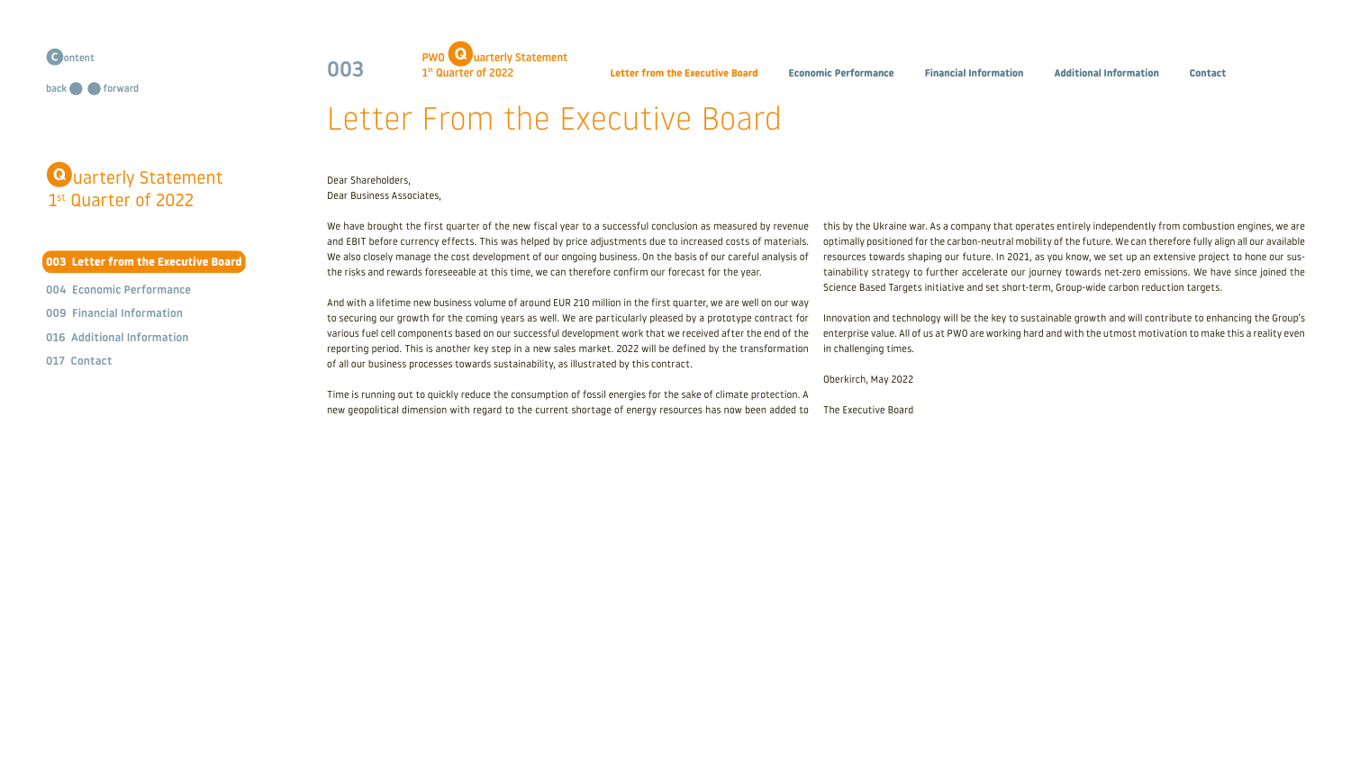# Letter From the Executive Board

Dear Shareholders,
Dear Business Associates,

We have brought the first quarter of the new fiscal year to a successful conclusion as measured by revenue and EBIT before currency effects. This was helped by price adjustments due to increased costs of materials. We also closely manage the cost development of our ongoing business. On the basis of our careful analysis of the risks and rewards foreseeable at this time, we can therefore confirm our forecast for the year.

And with a lifetime new business volume of around EUR 210 million in the first quarter, we are well on our way to securing our growth for the coming years as well. We are particularly pleased by a prototype contract for various fuel cell components based on our successful development work that we received after the end of the reporting period. This is another key step in a new sales market. 2022 will be defined by the transformation of all our business processes towards sustainability, as illustrated by this contract.

Time is running out to quickly reduce the consumption of fossil energies for the sake of climate protection. A new geopolitical dimension with regard to the current shortage of energy resources has now been added to this by the Ukraine war. As a company that operates entirely independently from combustion engines, we are optimally positioned for the carbon-neutral mobility of the future. We can therefore fully align all our available resources towards shaping our future. In 2021, as you know, we set up an extensive project to hone our sustainability strategy to further accelerate our journey towards net-zero emissions. We have since joined the Science Based Targets initiative and set short-term, Group-wide carbon reduction targets.

Innovation and technology will be the key to sustainable growth and will contribute to enhancing the Group's enterprise value. All of us at PWO are working hard and with the utmost motivation to make this a reality even in challenging times.

Oberkirch, May 2022

The Executive Board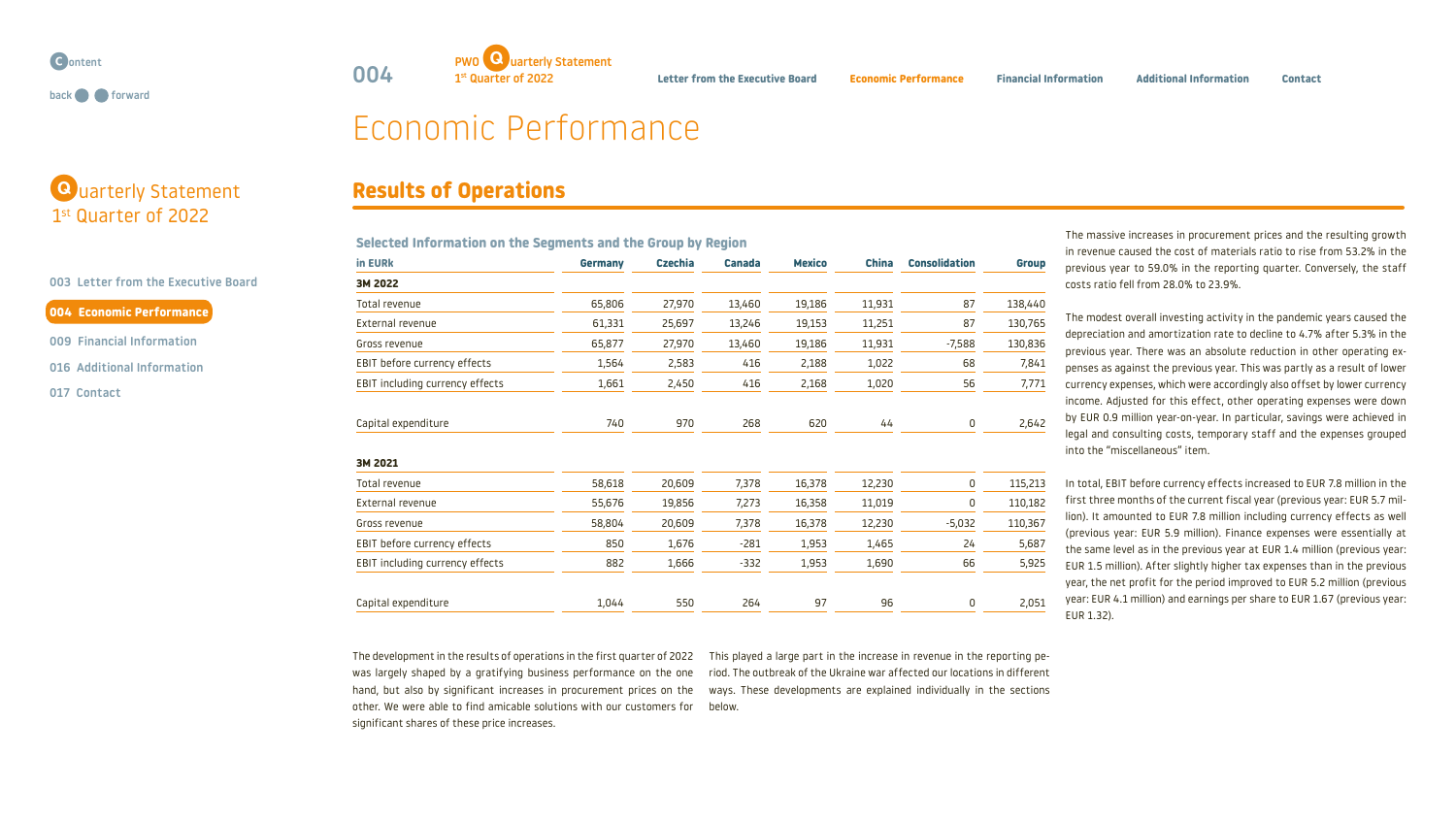# Economic Performance

## Results of Operations

### Selected Information on the Segments and the Group by Region

| in EURk | Germany | Czechia | Canada | Mexico | China | Consolidation | Group |
|---|---|---|---|---|---|---|---|
| **3M 2022** | | | | | | | |
| Total revenue | 65,806 | 27,970 | 13,460 | 19,186 | 11,931 | 87 | 138,440 |
| External revenue | 61,331 | 25,697 | 13,246 | 19,153 | 11,251 | 87 | 130,765 |
| Gross revenue | 65,877 | 27,970 | 13,460 | 19,186 | 11,931 | -7,588 | 130,836 |
| EBIT before currency effects | 1,564 | 2,583 | 416 | 2,188 | 1,022 | 68 | 7,841 |
| EBIT including currency effects | 1,661 | 2,450 | 416 | 2,168 | 1,020 | 56 | 7,771 |
| Capital expenditure | 740 | 970 | 268 | 620 | 44 | 0 | 2,642 |
| **3M 2021** | | | | | | | |
| Total revenue | 58,618 | 20,609 | 7,378 | 16,378 | 12,230 | 0 | 115,213 |
| External revenue | 55,676 | 19,856 | 7,273 | 16,358 | 11,019 | 0 | 110,182 |
| Gross revenue | 58,804 | 20,609 | 7,378 | 16,378 | 12,230 | -5,032 | 110,367 |
| EBIT before currency effects | 850 | 1,676 | -281 | 1,953 | 1,465 | 24 | 5,687 |
| EBIT including currency effects | 882 | 1,666 | -332 | 1,953 | 1,690 | 66 | 5,925 |
| Capital expenditure | 1,044 | 550 | 264 | 97 | 96 | 0 | 2,051 |

The development in the results of operations in the first quarter of 2022 was largely shaped by a gratifying business performance on the one hand, but also by significant increases in procurement prices on the other. We were able to find amicable solutions with our customers for significant shares of these price increases. This played a large part in the increase in revenue in the reporting period. The outbreak of the Ukraine war affected our locations in different ways. These developments are explained individually in the sections below.

The massive increases in procurement prices and the resulting growth in revenue caused the cost of materials ratio to rise from 53.2% in the previous year to 59.0% in the reporting quarter. Conversely, the staff costs ratio fell from 28.0% to 23.9%.

The modest overall investing activity in the pandemic years caused the depreciation and amortization rate to decline to 4.7% after 5.3% in the previous year. There was an absolute reduction in other operating expenses as against the previous year. This was partly as a result of lower currency expenses, which were accordingly also offset by lower currency income. Adjusted for this effect, other operating expenses were down by EUR 0.9 million year-on-year. In particular, savings were achieved in legal and consulting costs, temporary staff and the expenses grouped into the "miscellaneous" item.

In total, EBIT before currency effects increased to EUR 7.8 million in the first three months of the current fiscal year (previous year: EUR 5.7 million). It amounted to EUR 7.8 million including currency effects as well (previous year: EUR 5.9 million). Finance expenses were essentially at the same level as in the previous year at EUR 1.4 million (previous year: EUR 1.5 million). After slightly higher tax expenses than in the previous year, the net profit for the period improved to EUR 5.2 million (previous year: EUR 4.1 million) and earnings per share to EUR 1.67 (previous year: EUR 1.32).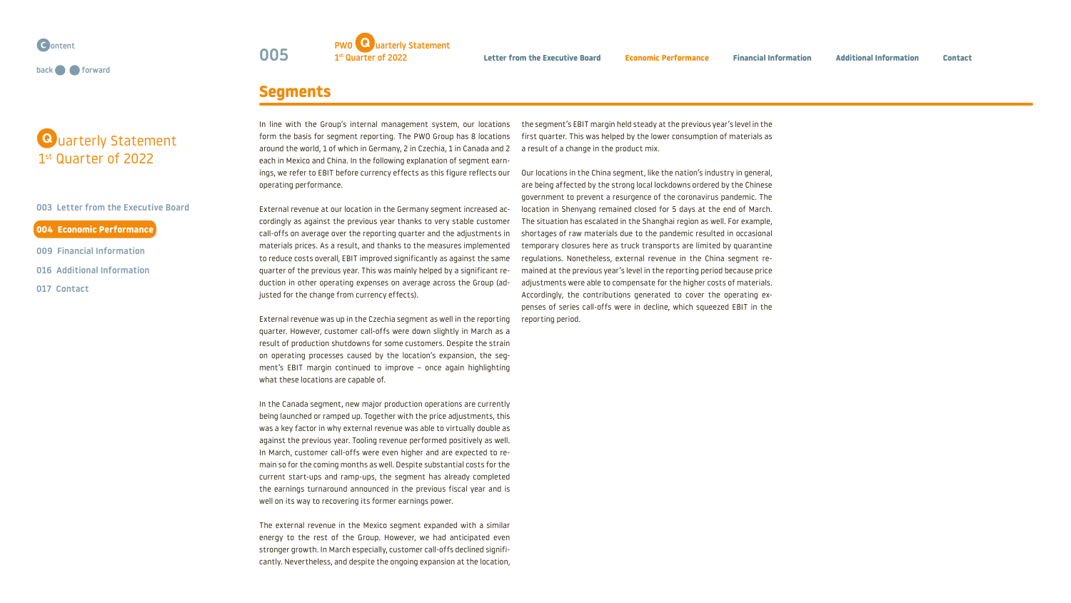## Segments

In line with the Group's internal management system, our locations form the basis for segment reporting. The PWO Group has 8 locations around the world, 1 of which in Germany, 2 in Czechia, 1 in Canada and 2 each in Mexico and China. In the following explanation of segment earnings, we refer to EBIT before currency effects as this figure reflects our operating performance.

External revenue at our location in the Germany segment increased accordingly as against the previous year thanks to very stable customer call-offs on average over the reporting quarter and the adjustments in materials prices. As a result, and thanks to the measures implemented to reduce costs overall, EBIT improved significantly as against the same quarter of the previous year. This was mainly helped by a significant reduction in other operating expenses on average across the Group (adjusted for the change from currency effects).

External revenue was up in the Czechia segment as well in the reporting quarter. However, customer call-offs were down slightly in March as a result of production shutdowns for some customers. Despite the strain on operating processes caused by the location's expansion, the segment's EBIT margin continued to improve – once again highlighting what these locations are capable of.

In the Canada segment, new major production operations are currently being launched or ramped up. Together with the price adjustments, this was a key factor in why external revenue was able to virtually double as against the previous year. Tooling revenue performed positively as well. In March, customer call-offs were even higher and are expected to remain so for the coming months as well. Despite substantial costs for the current start-ups and ramp-ups, the segment has already completed the earnings turnaround announced in the previous fiscal year and is well on its way to recovering its former earnings power.

The external revenue in the Mexico segment expanded with a similar energy to the rest of the Group. However, we had anticipated even stronger growth. In March especially, customer call-offs declined significantly. Nevertheless, and despite the ongoing expansion at the location, the segment's EBIT margin held steady at the previous year's level in the first quarter. This was helped by the lower consumption of materials as a result of a change in the product mix.

Our locations in the China segment, like the nation's industry in general, are being affected by the strong local lockdowns ordered by the Chinese government to prevent a resurgence of the coronavirus pandemic. The location in Shenyang remained closed for 5 days at the end of March. The situation has escalated in the Shanghai region as well. For example, shortages of raw materials due to the pandemic resulted in occasional temporary closures here as truck transports are limited by quarantine regulations. Nonetheless, external revenue in the China segment remained at the previous year's level in the reporting period because price adjustments were able to compensate for the higher costs of materials. Accordingly, the contributions generated to cover the operating expenses of series call-offs were in decline, which squeezed EBIT in the reporting period.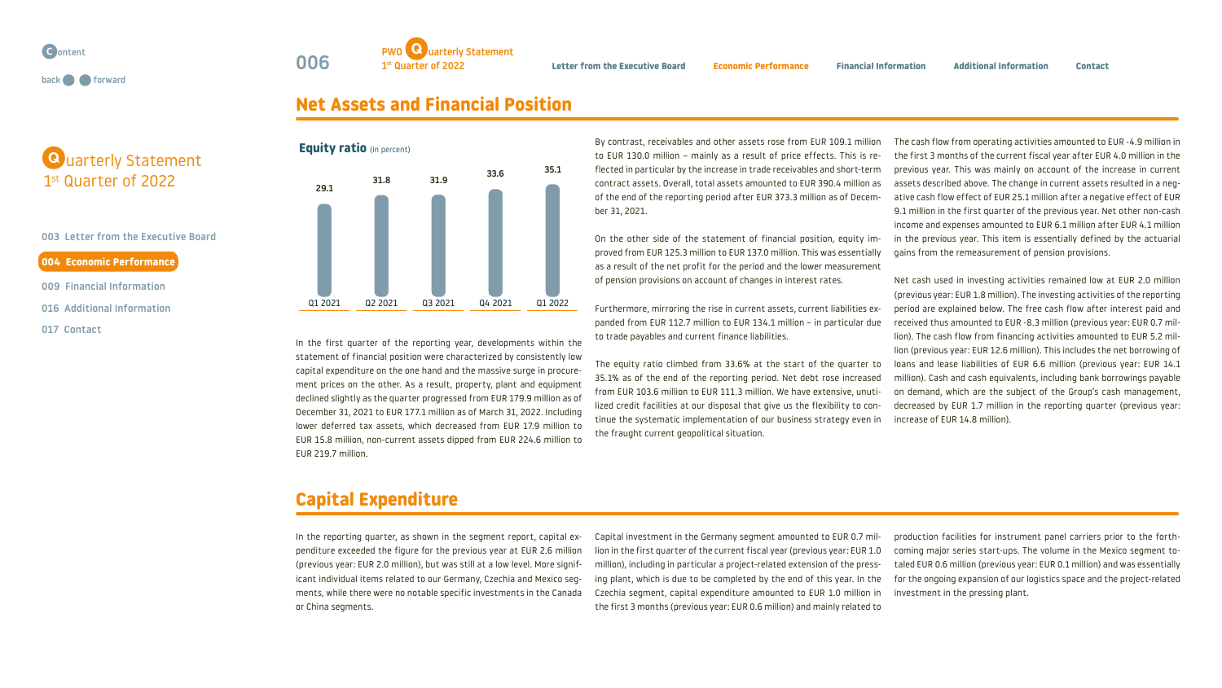## Net Assets and Financial Position

**Equity ratio** (in percent)

| Q1 2021 | Q2 2021 | Q3 2021 | Q4 2021 | Q1 2022 |
|---|---|---|---|---|
| 29.1 | 31.8 | 31.9 | 33.6 | 35.1 |

In the first quarter of the reporting year, developments within the statement of financial position were characterized by consistently low capital expenditure on the one hand and the massive surge in procurement prices on the other. As a result, property, plant and equipment declined slightly as the quarter progressed from EUR 179.9 million as of December 31, 2021 to EUR 177.1 million as of March 31, 2022. Including lower deferred tax assets, which decreased from EUR 17.9 million to EUR 15.8 million, non-current assets dipped from EUR 224.6 million to EUR 219.7 million.

By contrast, receivables and other assets rose from EUR 109.1 million to EUR 130.0 million – mainly as a result of price effects. This is reflected in particular by the increase in trade receivables and short-term contract assets. Overall, total assets amounted to EUR 390.4 million as of the end of the reporting period after EUR 373.3 million as of December 31, 2021.

On the other side of the statement of financial position, equity improved from EUR 125.3 million to EUR 137.0 million. This was essentially as a result of the net profit for the period and the lower measurement of pension provisions on account of changes in interest rates.

Furthermore, mirroring the rise in current assets, current liabilities expanded from EUR 112.7 million to EUR 134.1 million – in particular due to trade payables and current finance liabilities.

The equity ratio climbed from 33.6% at the start of the quarter to 35.1% as of the end of the reporting period. Net debt rose increased from EUR 103.6 million to EUR 111.3 million. We have extensive, unutilized credit facilities at our disposal that give us the flexibility to continue the systematic implementation of our business strategy even in the fraught current geopolitical situation.

The cash flow from operating activities amounted to EUR -4.9 million in the first 3 months of the current fiscal year after EUR 4.0 million in the previous year. This was mainly on account of the increase in current assets described above. The change in current assets resulted in a negative cash flow effect of EUR 25.1 million after a negative effect of EUR 9.1 million in the first quarter of the previous year. Net other non-cash income and expenses amounted to EUR 6.1 million after EUR 4.1 million in the previous year. This item is essentially defined by the actuarial gains from the remeasurement of pension provisions.

Net cash used in investing activities remained low at EUR 2.0 million (previous year: EUR 1.8 million). The investing activities of the reporting period are explained below. The free cash flow after interest paid and received thus amounted to EUR -8.3 million (previous year: EUR 0.7 million). The cash flow from financing activities amounted to EUR 5.2 million (previous year: EUR 12.6 million). This includes the net borrowing of loans and lease liabilities of EUR 6.6 million (previous year: EUR 14.1 million). Cash and cash equivalents, including bank borrowings payable on demand, which are the subject of the Group's cash management, decreased by EUR 1.7 million in the reporting quarter (previous year: increase of EUR 14.8 million).

## Capital Expenditure

In the reporting quarter, as shown in the segment report, capital expenditure exceeded the figure for the previous year at EUR 2.6 million (previous year: EUR 2.0 million), but was still at a low level. More significant individual items related to our Germany, Czechia and Mexico segments, while there were no notable specific investments in the Canada or China segments.

Capital investment in the Germany segment amounted to EUR 0.7 million in the first quarter of the current fiscal year (previous year: EUR 1.0 million), including in particular a project-related extension of the pressing plant, which is due to be completed by the end of this year. In the Czechia segment, capital expenditure amounted to EUR 1.0 million in the first 3 months (previous year: EUR 0.6 million) and mainly related to production facilities for instrument panel carriers prior to the forthcoming major series start-ups. The volume in the Mexico segment totaled EUR 0.6 million (previous year: EUR 0.1 million) and was essentially for the ongoing expansion of our logistics space and the project-related investment in the pressing plant.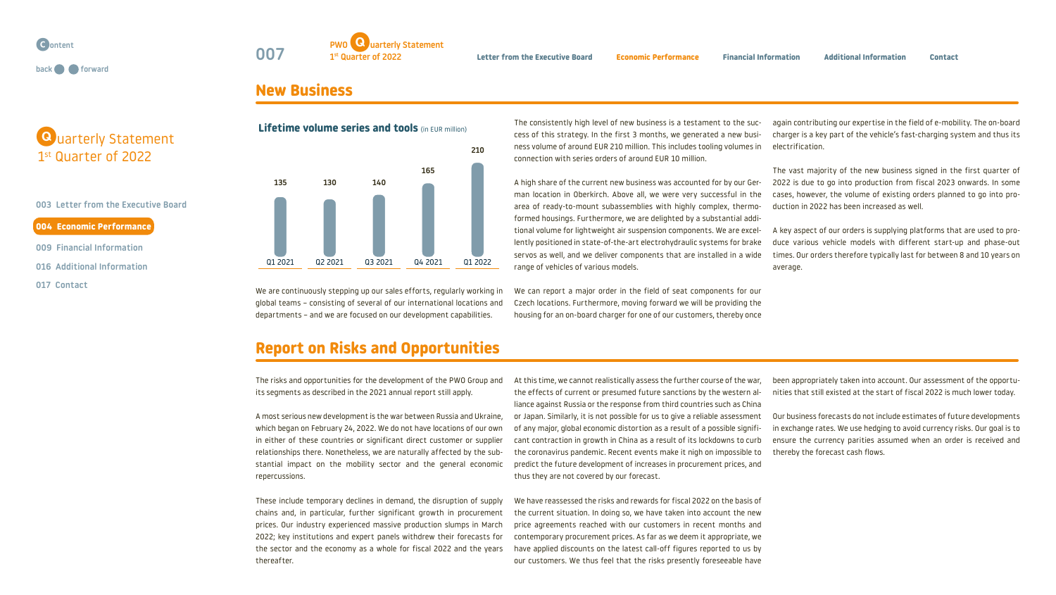## New Business

**Lifetime volume series and tools** (in EUR million)

| Q1 2021 | Q2 2021 | Q3 2021 | Q4 2021 | Q1 2022 |
|---|---|---|---|---|
| 135 | 130 | 140 | 165 | 210 |

We are continuously stepping up our sales efforts, regularly working in global teams – consisting of several of our international locations and departments – and we are focused on our development capabilities.

The consistently high level of new business is a testament to the success of this strategy. In the first 3 months, we generated a new business volume of around EUR 210 million. This includes tooling volumes in connection with series orders of around EUR 10 million.

A high share of the current new business was accounted for by our German location in Oberkirch. Above all, we were very successful in the area of ready-to-mount subassemblies with highly complex, thermoformed housings. Furthermore, we are delighted by a substantial additional volume for lightweight air suspension components. We are excellently positioned in state-of-the-art electrohydraulic systems for brake servos as well, and we deliver components that are installed in a wide range of vehicles of various models.

We can report a major order in the field of seat components for our Czech locations. Furthermore, moving forward we will be providing the housing for an on-board charger for one of our customers, thereby once again contributing our expertise in the field of e-mobility. The on-board charger is a key part of the vehicle's fast-charging system and thus its electrification.

The vast majority of the new business signed in the first quarter of 2022 is due to go into production from fiscal 2023 onwards. In some cases, however, the volume of existing orders planned to go into production in 2022 has been increased as well.

A key aspect of our orders is supplying platforms that are used to produce various vehicle models with different start-up and phase-out times. Our orders therefore typically last for between 8 and 10 years on average.

## Report on Risks and Opportunities

The risks and opportunities for the development of the PWO Group and its segments as described in the 2021 annual report still apply.

A most serious new development is the war between Russia and Ukraine, which began on February 24, 2022. We do not have locations of our own in either of these countries or significant direct customer or supplier relationships there. Nonetheless, we are naturally affected by the substantial impact on the mobility sector and the general economic repercussions.

These include temporary declines in demand, the disruption of supply chains and, in particular, further significant growth in procurement prices. Our industry experienced massive production slumps in March 2022; key institutions and expert panels withdrew their forecasts for the sector and the economy as a whole for fiscal 2022 and the years thereafter.

At this time, we cannot realistically assess the further course of the war, the effects of current or presumed future sanctions by the western alliance against Russia or the response from third countries such as China or Japan. Similarly, it is not possible for us to give a reliable assessment of any major, global economic distortion as a result of a possible significant contraction in growth in China as a result of its lockdowns to curb the coronavirus pandemic. Recent events make it nigh on impossible to predict the future development of increases in procurement prices, and thus they are not covered by our forecast.

We have reassessed the risks and rewards for fiscal 2022 on the basis of the current situation. In doing so, we have taken into account the new price agreements reached with our customers in recent months and contemporary procurement prices. As far as we deem it appropriate, we have applied discounts on the latest call-off figures reported to us by our customers. We thus feel that the risks presently foreseeable have been appropriately taken into account. Our assessment of the opportunities that still existed at the start of fiscal 2022 is much lower today.

Our business forecasts do not include estimates of future developments in exchange rates. We use hedging to avoid currency risks. Our goal is to ensure the currency parities assumed when an order is received and thereby the forecast cash flows.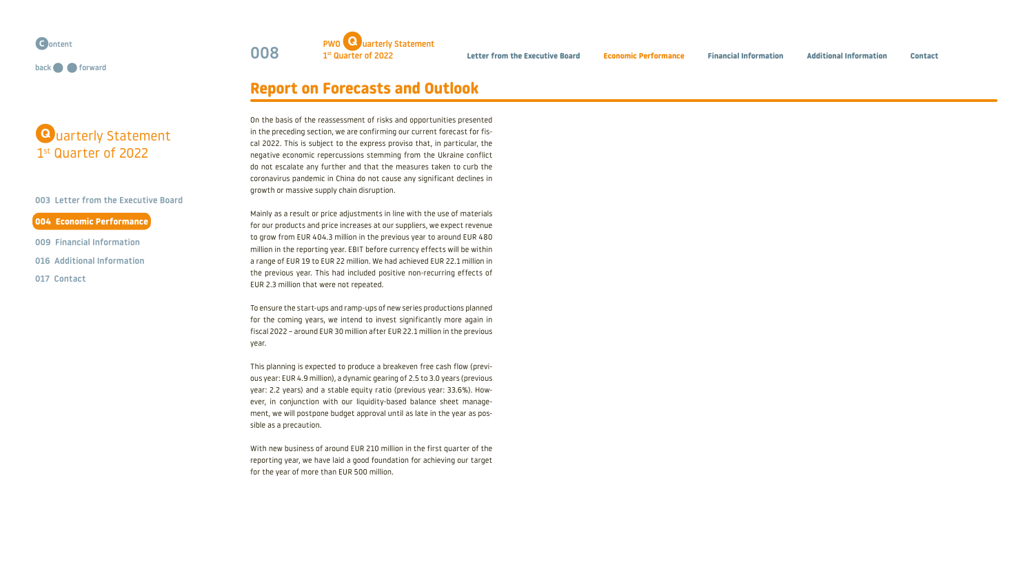## Report on Forecasts and Outlook

On the basis of the reassessment of risks and opportunities presented in the preceding section, we are confirming our current forecast for fiscal 2022. This is subject to the express proviso that, in particular, the negative economic repercussions stemming from the Ukraine conflict do not escalate any further and that the measures taken to curb the coronavirus pandemic in China do not cause any significant declines in growth or massive supply chain disruption.

Mainly as a result or price adjustments in line with the use of materials for our products and price increases at our suppliers, we expect revenue to grow from EUR 404.3 million in the previous year to around EUR 480 million in the reporting year. EBIT before currency effects will be within a range of EUR 19 to EUR 22 million. We had achieved EUR 22.1 million in the previous year. This had included positive non-recurring effects of EUR 2.3 million that were not repeated.

To ensure the start-ups and ramp-ups of new series productions planned for the coming years, we intend to invest significantly more again in fiscal 2022 – around EUR 30 million after EUR 22.1 million in the previous year.

This planning is expected to produce a breakeven free cash flow (previous year: EUR 4.9 million), a dynamic gearing of 2.5 to 3.0 years (previous year: 2.2 years) and a stable equity ratio (previous year: 33.6%). However, in conjunction with our liquidity-based balance sheet management, we will postpone budget approval until as late in the year as possible as a precaution.

With new business of around EUR 210 million in the first quarter of the reporting year, we have laid a good foundation for achieving our target for the year of more than EUR 500 million.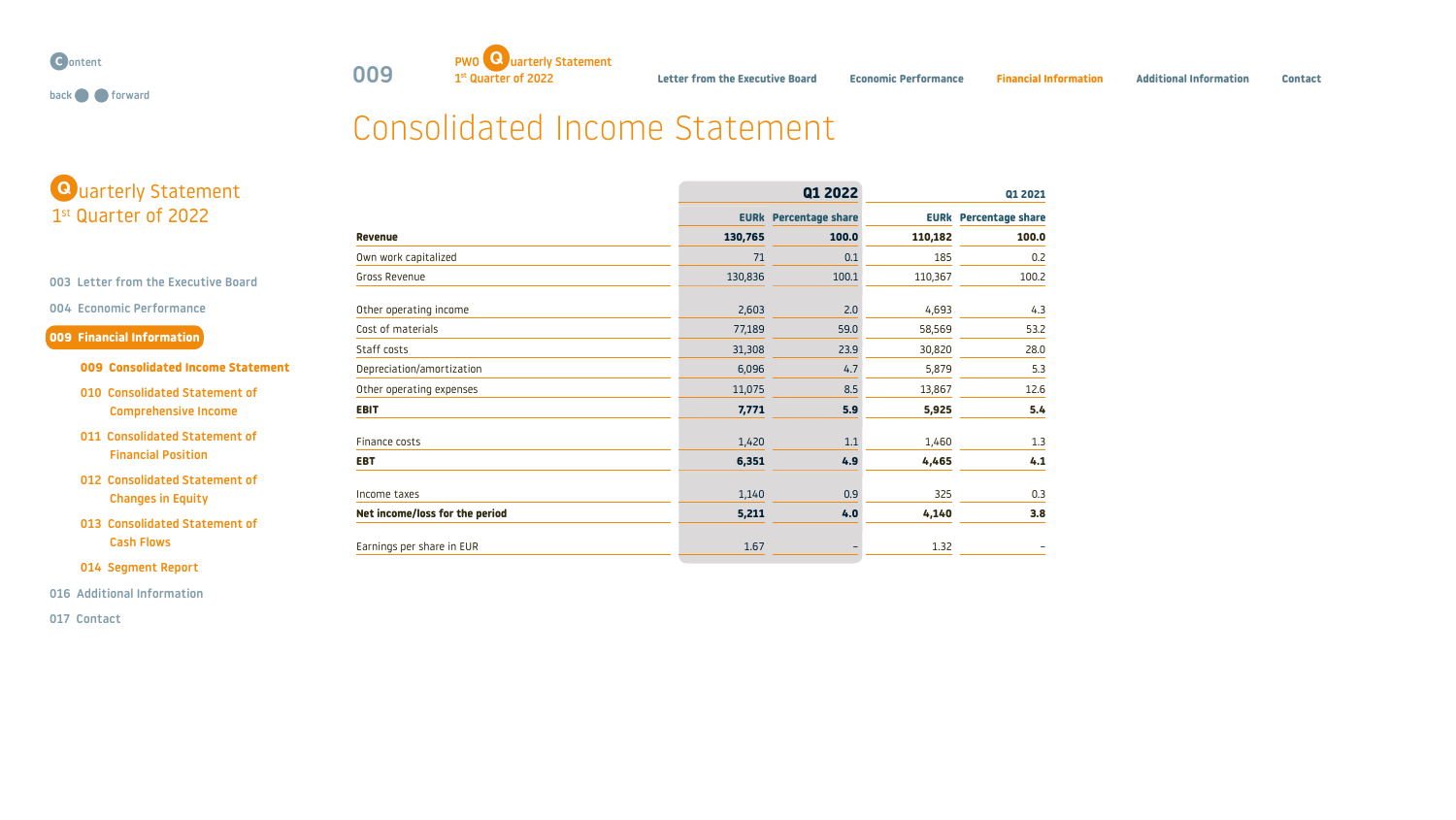# Consolidated Income Statement

| | Q1 2022 | | Q1 2021 | |
|---|---|---|---|---|
| | EURk | Percentage share | EURk | Percentage share |
| **Revenue** | **130,765** | **100.0** | **110,182** | **100.0** |
| Own work capitalized | 71 | 0.1 | 185 | 0.2 |
| Gross Revenue | 130,836 | 100.1 | 110,367 | 100.2 |
| Other operating income | 2,603 | 2.0 | 4,693 | 4.3 |
| Cost of materials | 77,189 | 59.0 | 58,569 | 53.2 |
| Staff costs | 31,308 | 23.9 | 30,820 | 28.0 |
| Depreciation/amortization | 6,096 | 4.7 | 5,879 | 5.3 |
| Other operating expenses | 11,075 | 8.5 | 13,867 | 12.6 |
| **EBIT** | **7,771** | **5.9** | **5,925** | **5.4** |
| Finance costs | 1,420 | 1.1 | 1,460 | 1.3 |
| **EBT** | **6,351** | **4.9** | **4,465** | **4.1** |
| Income taxes | 1,140 | 0.9 | 325 | 0.3 |
| **Net income/loss for the period** | **5,211** | **4.0** | **4,140** | **3.8** |
| Earnings per share in EUR | 1.67 | – | 1.32 | – |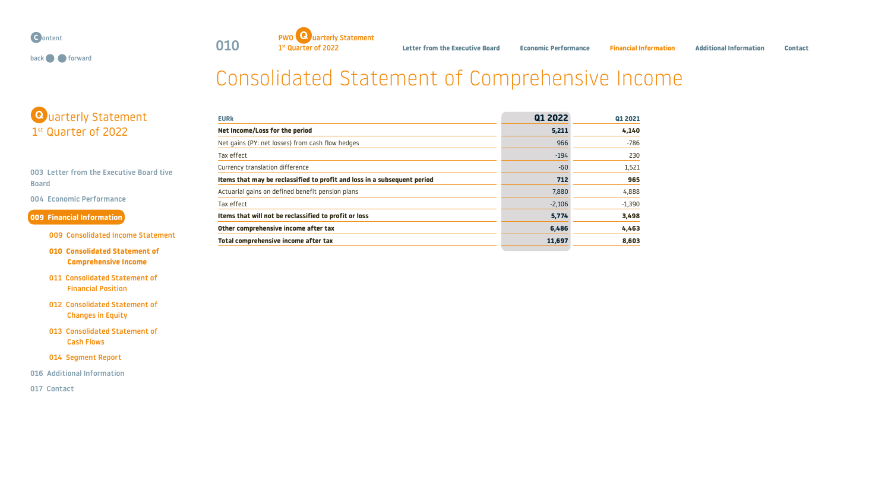# Consolidated Statement of Comprehensive Income

| EURk | Q1 2022 | Q1 2021 |
|---|---|---|
| **Net Income/Loss for the period** | **5,211** | **4,140** |
| Net gains (PY: net losses) from cash flow hedges | 966 | -786 |
| Tax effect | -194 | 230 |
| Currency translation difference | -60 | 1,521 |
| **Items that may be reclassified to profit and loss in a subsequent period** | **712** | **965** |
| Actuarial gains on defined benefit pension plans | 7,880 | 4,888 |
| Tax effect | -2,106 | -1,390 |
| **Items that will not be reclassified to profit or loss** | **5,774** | **3,498** |
| **Other comprehensive income after tax** | **6,486** | **4,463** |
| **Total comprehensive income after tax** | **11,697** | **8,603** |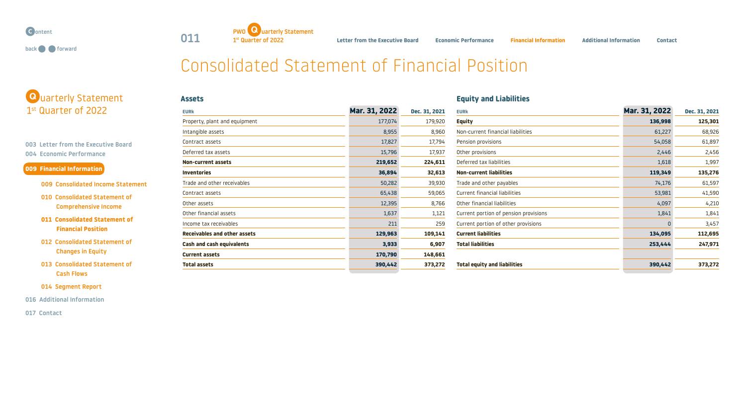# Consolidated Statement of Financial Position

## Assets

| EURk | Mar. 31, 2022 | Dec. 31, 2021 |
|---|---|---|
| Property, plant and equipment | 177,074 | 179,920 |
| Intangible assets | 8,955 | 8,960 |
| Contract assets | 17,827 | 17,794 |
| Deferred tax assets | 15,796 | 17,937 |
| **Non-current assets** | **219,652** | **224,611** |
| **Inventories** | **36,894** | **32,613** |
| Trade and other receivables | 50,282 | 39,930 |
| Contract assets | 65,438 | 59,065 |
| Other assets | 12,395 | 8,766 |
| Other financial assets | 1,637 | 1,121 |
| Income tax receivables | 211 | 259 |
| **Receivables and other assets** | **129,963** | **109,141** |
| **Cash and cash equivalents** | **3,933** | **6,907** |
| **Current assets** | **170,790** | **148,661** |
| **Total assets** | **390,442** | **373,272** |

## Equity and Liabilities

| EURk | Mar. 31, 2022 | Dec. 31, 2021 |
|---|---|---|
| **Equity** | **136,998** | **125,301** |
| Non-current financial liabilities | 61,227 | 68,926 |
| Pension provisions | 54,058 | 61,897 |
| Other provisions | 2,446 | 2,456 |
| Deferred tax liabilities | 1,618 | 1,997 |
| **Non-current liabilities** | **119,349** | **135,276** |
| Trade and other payables | 74,176 | 61,597 |
| Current financial liabilities | 53,981 | 41,590 |
| Other financial liabilities | 4,097 | 4,210 |
| Current portion of pension provisions | 1,841 | 1,841 |
| Current portion of other provisions | 0 | 3,457 |
| **Current liabilities** | **134,095** | **112,695** |
| **Total liabilities** | **253,444** | **247,971** |
| **Total equity and liabilities** | **390,442** | **373,272** |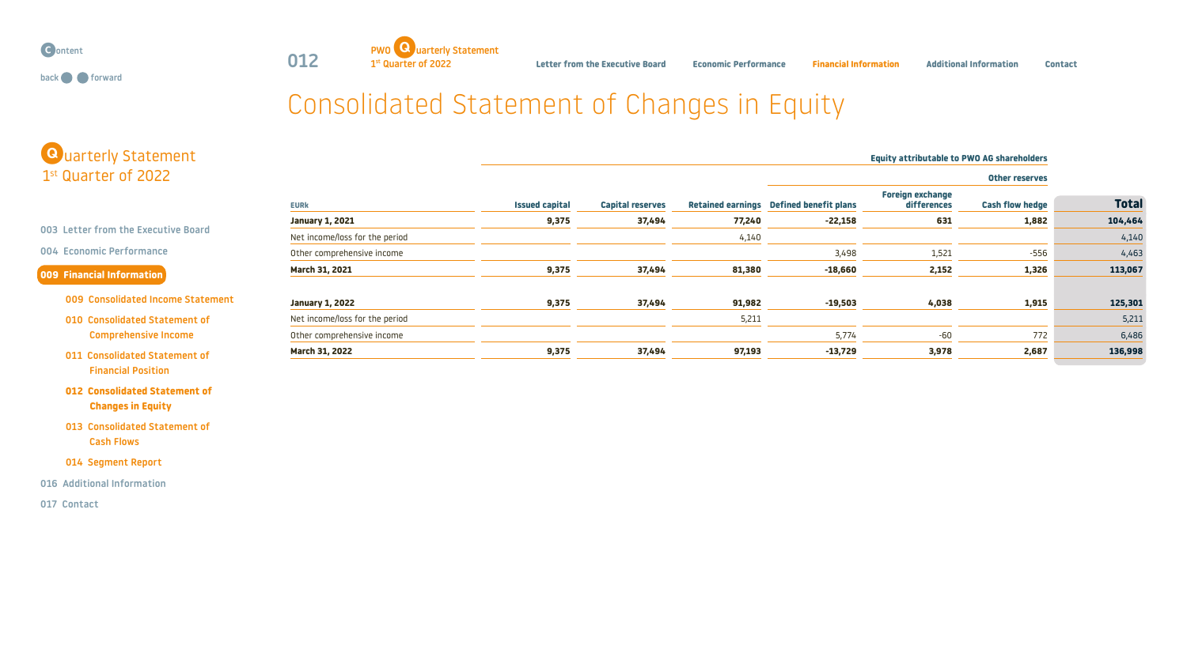# Consolidated Statement of Changes in Equity

| EURk | Equity attributable to PWO AG shareholders | | | | | | |
|---|---|---|---|---|---|---|---|
| | | | | Other reserves | | | |
| | Issued capital | Capital reserves | Retained earnings | Defined benefit plans | Foreign exchange differences | Cash flow hedge | Total |
| **January 1, 2021** | **9,375** | **37,494** | **77,240** | **-22,158** | **631** | **1,882** | **104,464** |
| Net income/loss for the period | | | 4,140 | | | | 4,140 |
| Other comprehensive income | | | | 3,498 | 1,521 | -556 | 4,463 |
| **March 31, 2021** | **9,375** | **37,494** | **81,380** | **-18,660** | **2,152** | **1,326** | **113,067** |
| | | | | | | | |
| **January 1, 2022** | **9,375** | **37,494** | **91,982** | **-19,503** | **4,038** | **1,915** | **125,301** |
| Net income/loss for the period | | | 5,211 | | | | 5,211 |
| Other comprehensive income | | | | 5,774 | -60 | 772 | 6,486 |
| **March 31, 2022** | **9,375** | **37,494** | **97,193** | **-13,729** | **3,978** | **2,687** | **136,998** |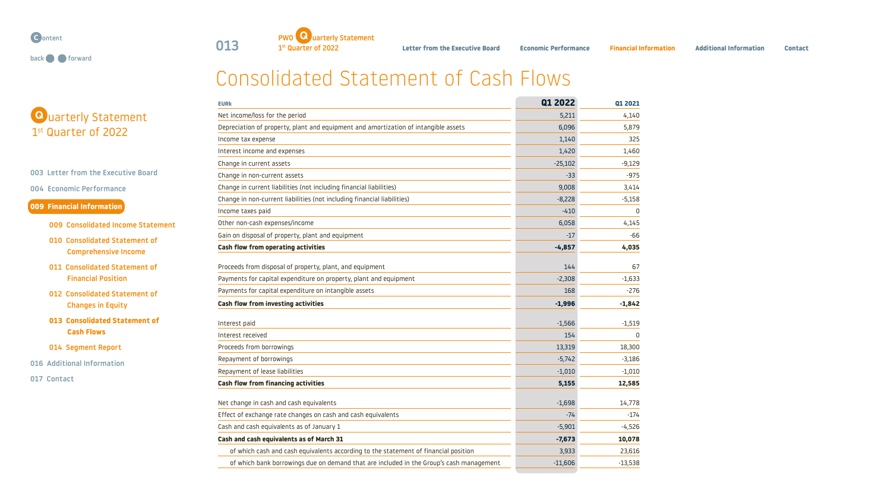# Consolidated Statement of Cash Flows

| EURk | Q1 2022 | Q1 2021 |
|---|---|---|
| Net income/loss for the period | 5,211 | 4,140 |
| Depreciation of property, plant and equipment and amortization of intangible assets | 6,096 | 5,879 |
| Income tax expense | 1,140 | 325 |
| Interest income and expenses | 1,420 | 1,460 |
| Change in current assets | -25,102 | -9,129 |
| Change in non-current assets | -33 | -975 |
| Change in current liabilities (not including financial liabilities) | 9,008 | 3,414 |
| Change in non-current liabilities (not including financial liabilities) | -8,228 | -5,158 |
| Income taxes paid | -410 | 0 |
| Other non-cash expenses/income | 6,058 | 4,145 |
| Gain on disposal of property, plant and equipment | -17 | -66 |
| **Cash flow from operating activities** | **-4,857** | **4,035** |
| | | |
| Proceeds from disposal of property, plant, and equipment | 144 | 67 |
| Payments for capital expenditure on property, plant and equipment | -2,308 | -1,633 |
| Payments for capital expenditure on intangible assets | 168 | -276 |
| **Cash flow from investing activities** | **-1,996** | **-1,842** |
| | | |
| Interest paid | -1,566 | -1,519 |
| Interest received | 154 | 0 |
| Proceeds from borrowings | 13,319 | 18,300 |
| Repayment of borrowings | -5,742 | -3,186 |
| Repayment of lease liabilities | -1,010 | -1,010 |
| **Cash flow from financing activities** | **5,155** | **12,585** |
| | | |
| Net change in cash and cash equivalents | -1,698 | 14,778 |
| Effect of exchange rate changes on cash and cash equivalents | -74 | -174 |
| Cash and cash equivalents as of January 1 | -5,901 | -4,526 |
| **Cash and cash equivalents as of March 31** | **-7,673** | **10,078** |
| of which cash and cash equivalents according to the statement of financial position | 3,933 | 23,616 |
| of which bank borrowings due on demand that are included in the Group's cash management | -11,606 | -13,538 |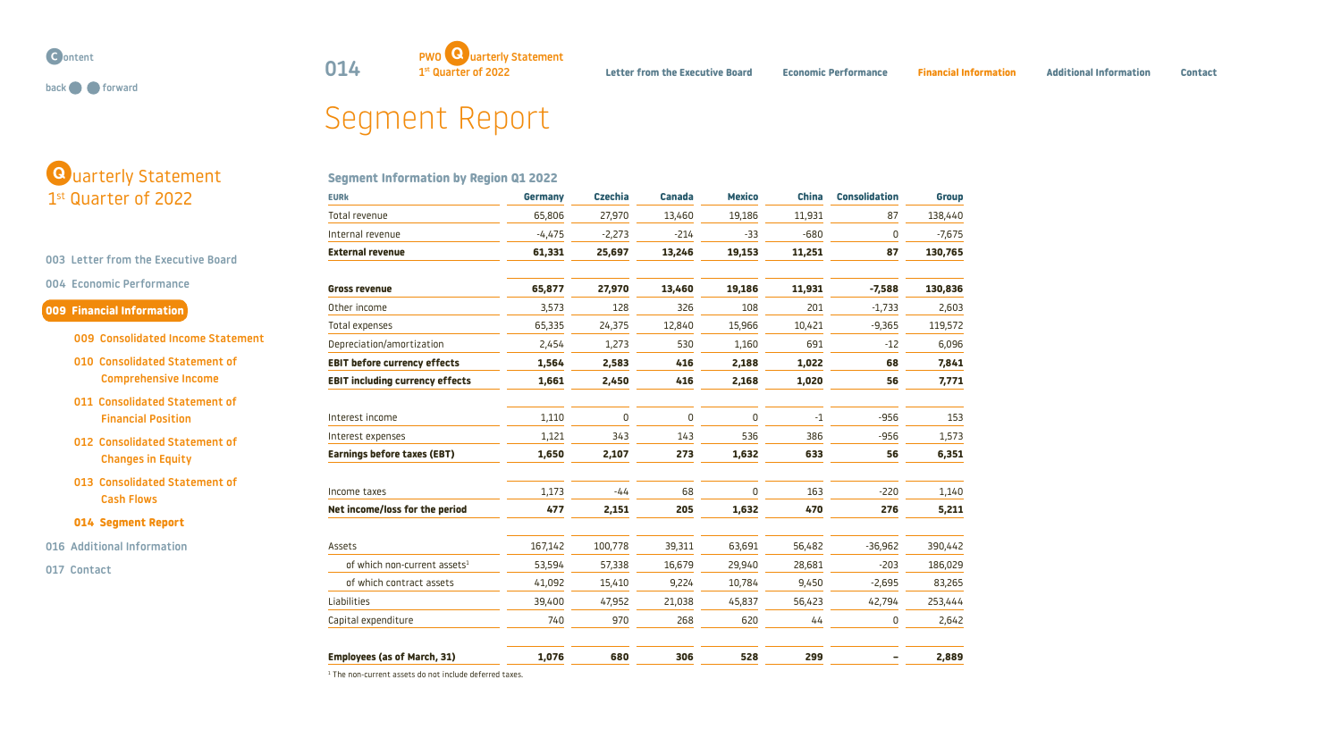# Segment Report

## Segment Information by Region Q1 2022

| EURk | Germany | Czechia | Canada | Mexico | China | Consolidation | Group |
|---|---|---|---|---|---|---|---|
| Total revenue | 65,806 | 27,970 | 13,460 | 19,186 | 11,931 | 87 | 138,440 |
| Internal revenue | -4,475 | -2,273 | -214 | -33 | -680 | 0 | -7,675 |
| **External revenue** | **61,331** | **25,697** | **13,246** | **19,153** | **11,251** | **87** | **130,765** |
| | | | | | | | |
| **Gross revenue** | **65,877** | **27,970** | **13,460** | **19,186** | **11,931** | **-7,588** | **130,836** |
| Other income | 3,573 | 128 | 326 | 108 | 201 | -1,733 | 2,603 |
| Total expenses | 65,335 | 24,375 | 12,840 | 15,966 | 10,421 | -9,365 | 119,572 |
| Depreciation/amortization | 2,454 | 1,273 | 530 | 1,160 | 691 | -12 | 6,096 |
| **EBIT before currency effects** | **1,564** | **2,583** | **416** | **2,188** | **1,022** | **68** | **7,841** |
| **EBIT including currency effects** | **1,661** | **2,450** | **416** | **2,168** | **1,020** | **56** | **7,771** |
| | | | | | | | |
| Interest income | 1,110 | 0 | 0 | 0 | -1 | -956 | 153 |
| Interest expenses | 1,121 | 343 | 143 | 536 | 386 | -956 | 1,573 |
| **Earnings before taxes (EBT)** | **1,650** | **2,107** | **273** | **1,632** | **633** | **56** | **6,351** |
| | | | | | | | |
| Income taxes | 1,173 | -44 | 68 | 0 | 163 | -220 | 1,140 |
| **Net income/loss for the period** | **477** | **2,151** | **205** | **1,632** | **470** | **276** | **5,211** |
| | | | | | | | |
| Assets | 167,142 | 100,778 | 39,311 | 63,691 | 56,482 | -36,962 | 390,442 |
| of which non-current assets[1] | 53,594 | 57,338 | 16,679 | 29,940 | 28,681 | -203 | 186,029 |
| of which contract assets | 41,092 | 15,410 | 9,224 | 10,784 | 9,450 | -2,695 | 83,265 |
| Liabilities | 39,400 | 47,952 | 21,038 | 45,837 | 56,423 | 42,794 | 253,444 |
| Capital expenditure | 740 | 970 | 268 | 620 | 44 | 0 | 2,642 |
| | | | | | | | |
| **Employees (as of March, 31)** | **1,076** | **680** | **306** | **528** | **299** | **–** | **2,889** |

[1] The non-current assets do not include deferred taxes.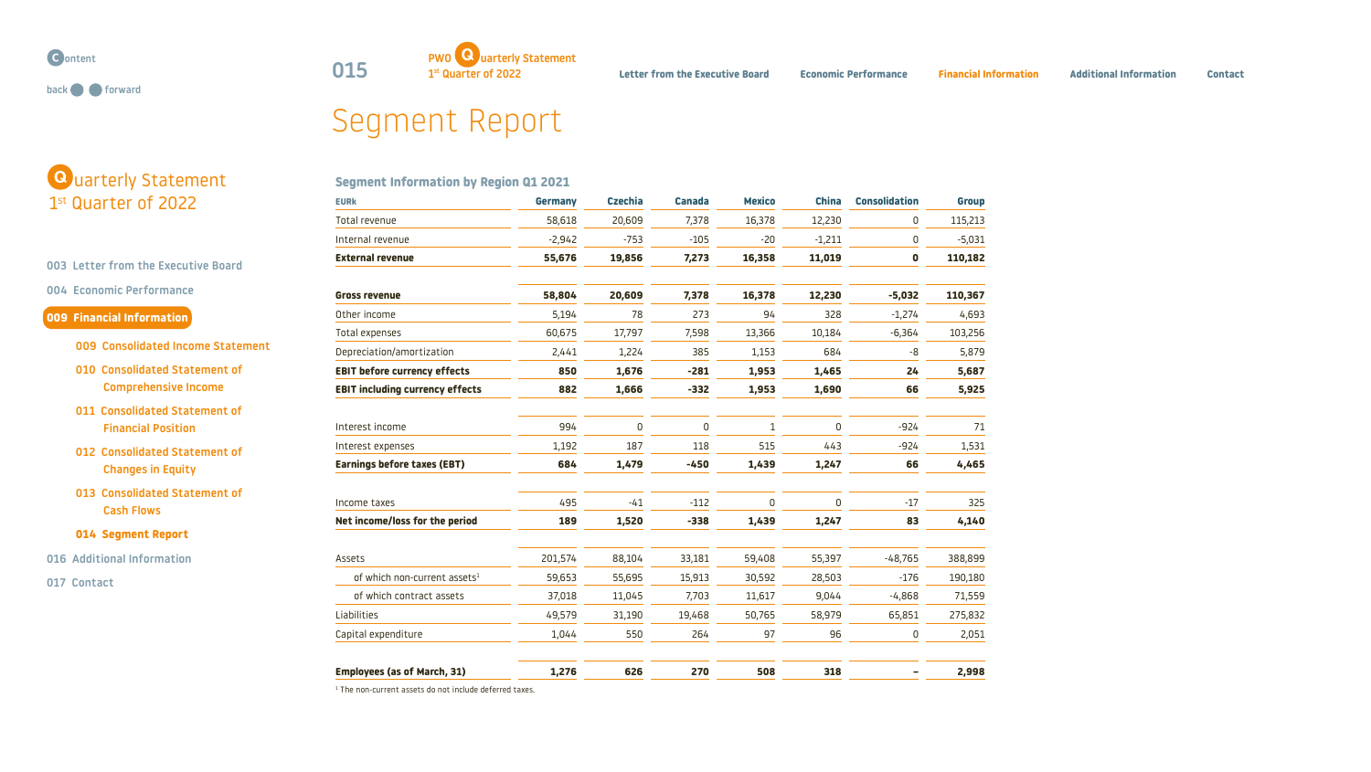# Segment Report

## Segment Information by Region Q1 2021

| EURk | Germany | Czechia | Canada | Mexico | China | Consolidation | Group |
|---|---|---|---|---|---|---|---|
| Total revenue | 58,618 | 20,609 | 7,378 | 16,378 | 12,230 | 0 | 115,213 |
| Internal revenue | -2,942 | -753 | -105 | -20 | -1,211 | 0 | -5,031 |
| **External revenue** | **55,676** | **19,856** | **7,273** | **16,358** | **11,019** | **0** | **110,182** |
| | | | | | | | |
| **Gross revenue** | **58,804** | **20,609** | **7,378** | **16,378** | **12,230** | **-5,032** | **110,367** |
| Other income | 5,194 | 78 | 273 | 94 | 328 | -1,274 | 4,693 |
| Total expenses | 60,675 | 17,797 | 7,598 | 13,366 | 10,184 | -6,364 | 103,256 |
| Depreciation/amortization | 2,441 | 1,224 | 385 | 1,153 | 684 | -8 | 5,879 |
| **EBIT before currency effects** | **850** | **1,676** | **-281** | **1,953** | **1,465** | **24** | **5,687** |
| **EBIT including currency effects** | **882** | **1,666** | **-332** | **1,953** | **1,690** | **66** | **5,925** |
| | | | | | | | |
| Interest income | 994 | 0 | 0 | 1 | 0 | -924 | 71 |
| Interest expenses | 1,192 | 187 | 118 | 515 | 443 | -924 | 1,531 |
| **Earnings before taxes (EBT)** | **684** | **1,479** | **-450** | **1,439** | **1,247** | **66** | **4,465** |
| | | | | | | | |
| Income taxes | 495 | -41 | -112 | 0 | 0 | -17 | 325 |
| **Net income/loss for the period** | **189** | **1,520** | **-338** | **1,439** | **1,247** | **83** | **4,140** |
| | | | | | | | |
| Assets | 201,574 | 88,104 | 33,181 | 59,408 | 55,397 | -48,765 | 388,899 |
| of which non-current assets[1] | 59,653 | 55,695 | 15,913 | 30,592 | 28,503 | -176 | 190,180 |
| of which contract assets | 37,018 | 11,045 | 7,703 | 11,617 | 9,044 | -4,868 | 71,559 |
| Liabilities | 49,579 | 31,190 | 19,468 | 50,765 | 58,979 | 65,851 | 275,832 |
| Capital expenditure | 1,044 | 550 | 264 | 97 | 96 | 0 | 2,051 |
| | | | | | | | |
| **Employees (as of March, 31)** | **1,276** | **626** | **270** | **508** | **318** | **–** | **2,998** |

[1] The non-current assets do not include deferred taxes.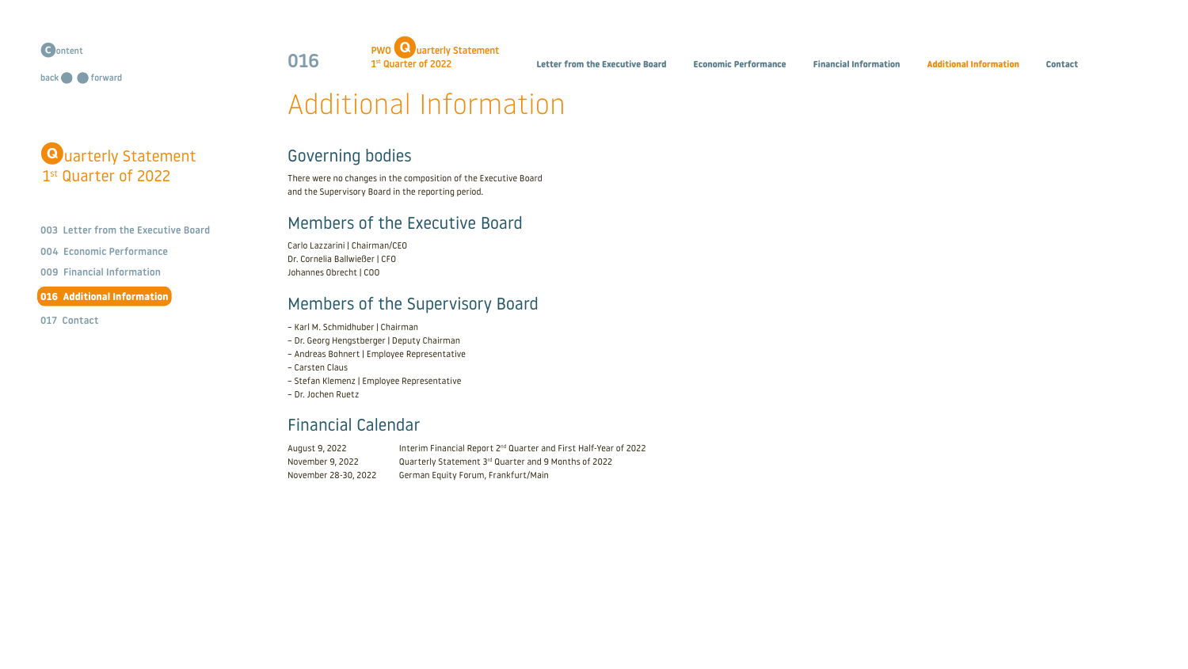# Additional Information

## Governing bodies

There were no changes in the composition of the Executive Board and the Supervisory Board in the reporting period.

## Members of the Executive Board

Carlo Lazzarini | Chairman/CEO
Dr. Cornelia Ballwießer | CFO
Johannes Obrecht | COO

## Members of the Supervisory Board

- Karl M. Schmidhuber | Chairman
- Dr. Georg Hengstberger | Deputy Chairman
- Andreas Bohnert | Employee Representative
- Carsten Claus
- Stefan Klemenz | Employee Representative
- Dr. Jochen Ruetz

## Financial Calendar

| | |
|---|---|
| August 9, 2022 | Interim Financial Report 2nd Quarter and First Half-Year of 2022 |
| November 9, 2022 | Quarterly Statement 3rd Quarter and 9 Months of 2022 |
| November 28-30, 2022 | German Equity Forum, Frankfurt/Main |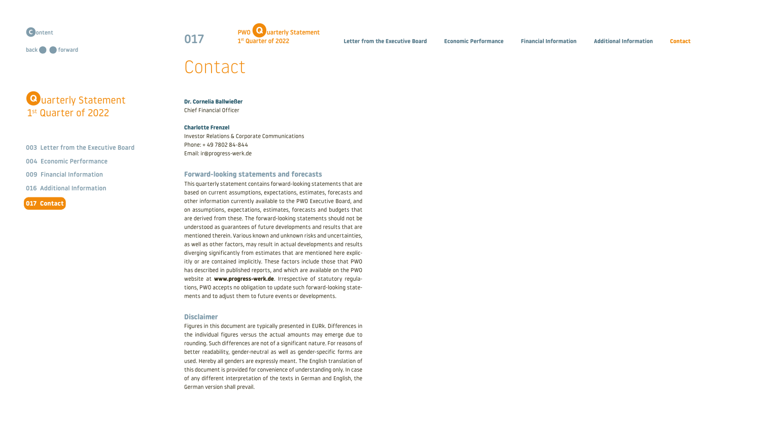# Contact

**Dr. Cornelia Ballwießer**
Chief Financial Officer

**Charlotte Frenzel**
Investor Relations & Corporate Communications
Phone: + 49 7802 84-844
Email: ir@progress-werk.de

## Forward-looking statements and forecasts

This quarterly statement contains forward-looking statements that are based on current assumptions, expectations, estimates, forecasts and other information currently available to the PWO Executive Board, and on assumptions, expectations, estimates, forecasts and budgets that are derived from these. The forward-looking statements should not be understood as guarantees of future developments and results that are mentioned therein. Various known and unknown risks and uncertainties, as well as other factors, may result in actual developments and results diverging significantly from estimates that are mentioned here explicitly or are contained implicitly. These factors include those that PWO has described in published reports, and which are available on the PWO website at **www.progress-werk.de**. Irrespective of statutory regulations, PWO accepts no obligation to update such forward-looking statements and to adjust them to future events or developments.

## Disclaimer

Figures in this document are typically presented in EURk. Differences in the individual figures versus the actual amounts may emerge due to rounding. Such differences are not of a significant nature. For reasons of better readability, gender-neutral as well as gender-specific forms are used. Hereby all genders are expressly meant. The English translation of this document is provided for convenience of understanding only. In case of any different interpretation of the texts in German and English, the German version shall prevail.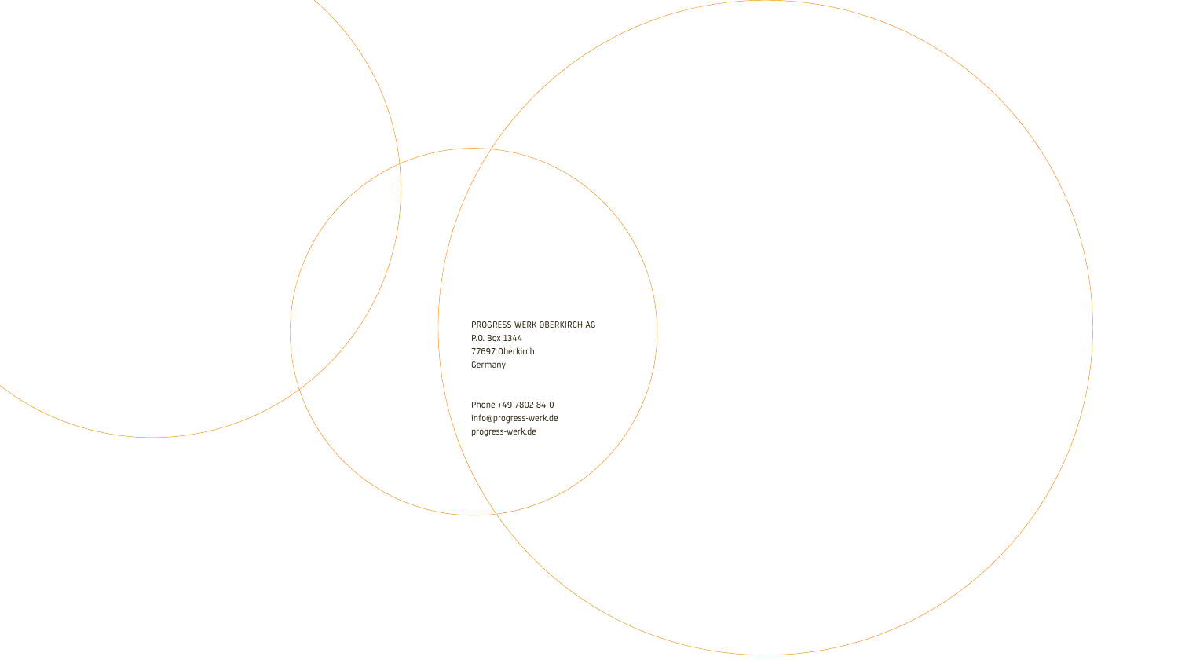PROGRESS-WERK OBERKIRCH AG
P.O. Box 1344
77697 Oberkirch
Germany

Phone +49 7802 84-0
info@progress-werk.de
progress-werk.de